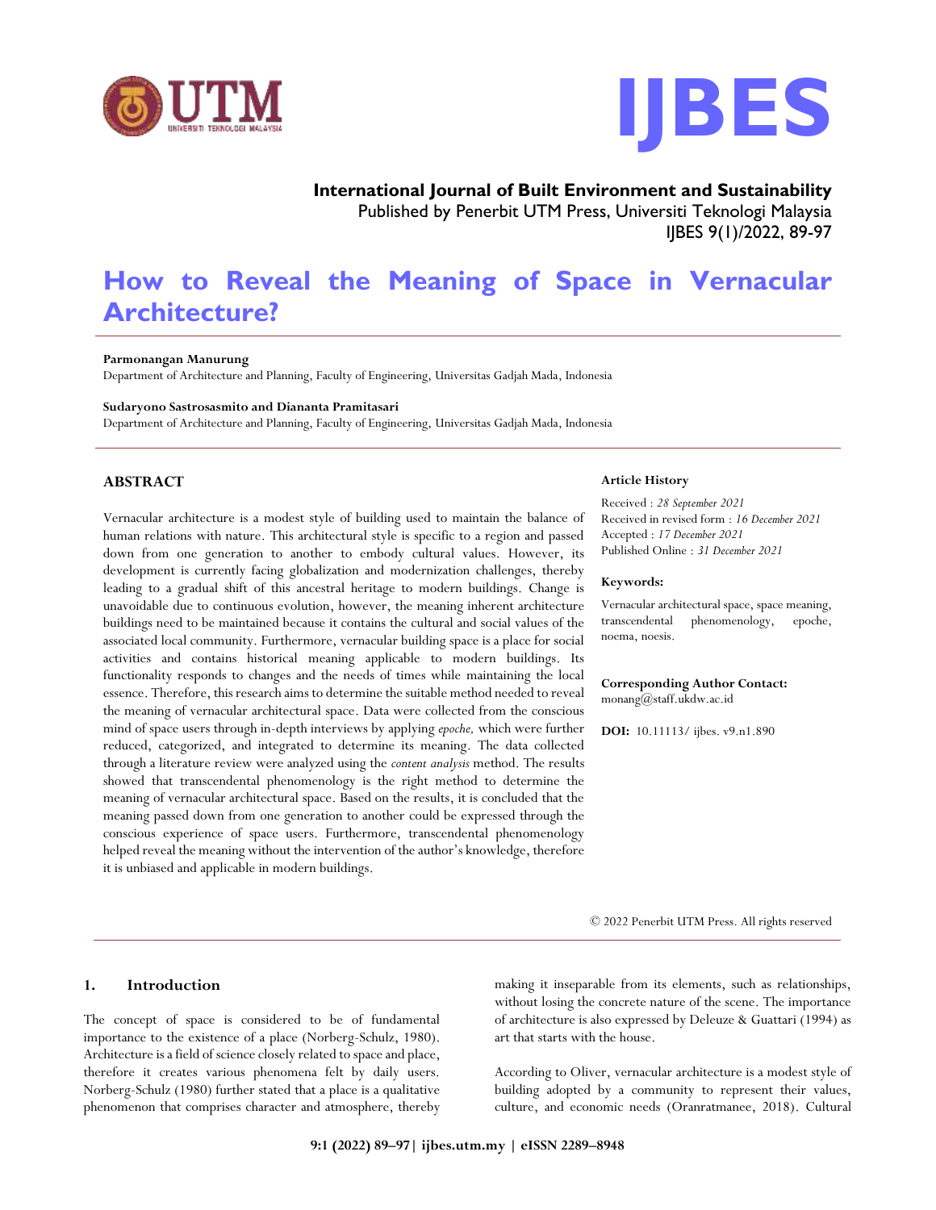**International Journal of Built Environment and Sustainability**
Published by Penerbit UTM Press, Universiti Teknologi Malaysia
IJBES 9(1)/2022, 89-97

# How to Reveal the Meaning of Space in Vernacular Architecture?

**Parmonangan Manurung**
Department of Architecture and Planning, Faculty of Engineering, Universitas Gadjah Mada, Indonesia

**Sudaryono Sastrosasmito and Diananta Pramitasari**
Department of Architecture and Planning, Faculty of Engineering, Universitas Gadjah Mada, Indonesia

## ABSTRACT

Vernacular architecture is a modest style of building used to maintain the balance of human relations with nature. This architectural style is specific to a region and passed down from one generation to another to embody cultural values. However, its development is currently facing globalization and modernization challenges, thereby leading to a gradual shift of this ancestral heritage to modern buildings. Change is unavoidable due to continuous evolution, however, the meaning inherent architecture buildings need to be maintained because it contains the cultural and social values of the associated local community. Furthermore, vernacular building space is a place for social activities and contains historical meaning applicable to modern buildings. Its functionality responds to changes and the needs of times while maintaining the local essence. Therefore, this research aims to determine the suitable method needed to reveal the meaning of vernacular architectural space. Data were collected from the conscious mind of space users through in-depth interviews by applying *epoche,* which were further reduced, categorized, and integrated to determine its meaning. The data collected through a literature review were analyzed using the *content analysis* method. The results showed that transcendental phenomenology is the right method to determine the meaning of vernacular architectural space. Based on the results, it is concluded that the meaning passed down from one generation to another could be expressed through the conscious experience of space users. Furthermore, transcendental phenomenology helped reveal the meaning without the intervention of the author's knowledge, therefore it is unbiased and applicable in modern buildings.

**Article History**

Received : *28 September 2021*
Received in revised form : *16 December 2021*
Accepted : *17 December 2021*
Published Online : *31 December 2021*

**Keywords:**

Vernacular architectural space, space meaning, transcendental phenomenology, epoche, noema, noesis.

**Corresponding Author Contact:**
monang@staff.ukdw.ac.id

**DOI:** 10.11113/ ijbes. v9.n1.890

© 2022 Penerbit UTM Press. All rights reserved

## 1. Introduction

The concept of space is considered to be of fundamental importance to the existence of a place (Norberg-Schulz, 1980). Architecture is a field of science closely related to space and place, therefore it creates various phenomena felt by daily users. Norberg-Schulz (1980) further stated that a place is a qualitative phenomenon that comprises character and atmosphere, thereby making it inseparable from its elements, such as relationships, without losing the concrete nature of the scene. The importance of architecture is also expressed by Deleuze & Guattari (1994) as art that starts with the house.

According to Oliver, vernacular architecture is a modest style of building adopted by a community to represent their values, culture, and economic needs (Oranratmanee, 2018). Cultural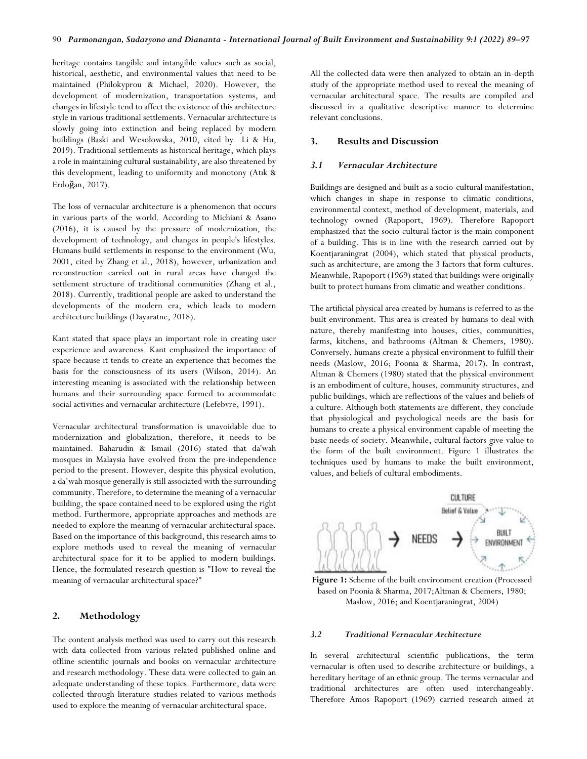heritage contains tangible and intangible values such as social, historical, aesthetic, and environmental values that need to be maintained (Philokyprou & Michael, 2020). However, the development of modernization, transportation systems, and changes in lifestyle tend to affect the existence of this architecture style in various traditional settlements. Vernacular architecture is slowly going into extinction and being replaced by modern buildings (Baski and Wesołowska, 2010, cited by Li & Hu, 2019). Traditional settlements as historical heritage, which plays a role in maintaining cultural sustainability, are also threatened by this development, leading to uniformity and monotony (Atık & Erdoğan, 2017).

The loss of vernacular architecture is a phenomenon that occurs in various parts of the world. According to Michiani & Asano (2016), it is caused by the pressure of modernization, the development of technology, and changes in people's lifestyles. Humans build settlements in response to the environment (Wu, 2001, cited by Zhang et al., 2018), however, urbanization and reconstruction carried out in rural areas have changed the settlement structure of traditional communities (Zhang et al., 2018). Currently, traditional people are asked to understand the developments of the modern era, which leads to modern architecture buildings (Dayaratne, 2018).

Kant stated that space plays an important role in creating user experience and awareness. Kant emphasized the importance of space because it tends to create an experience that becomes the basis for the consciousness of its users (Wilson, 2014). An interesting meaning is associated with the relationship between humans and their surrounding space formed to accommodate social activities and vernacular architecture (Lefebvre, 1991).

Vernacular architectural transformation is unavoidable due to modernization and globalization, therefore, it needs to be maintained. Baharudin & Ismail (2016) stated that da'wah mosques in Malaysia have evolved from the pre-independence period to the present. However, despite this physical evolution, a da'wah mosque generally is still associated with the surrounding community. Therefore, to determine the meaning of a vernacular building, the space contained need to be explored using the right method. Furthermore, appropriate approaches and methods are needed to explore the meaning of vernacular architectural space. Based on the importance of this background, this research aims to explore methods used to reveal the meaning of vernacular architectural space for it to be applied to modern buildings. Hence, the formulated research question is "How to reveal the meaning of vernacular architectural space?"

## 2. Methodology

The content analysis method was used to carry out this research with data collected from various related published online and offline scientific journals and books on vernacular architecture and research methodology. These data were collected to gain an adequate understanding of these topics. Furthermore, data were collected through literature studies related to various methods used to explore the meaning of vernacular architectural space.

All the collected data were then analyzed to obtain an in-depth study of the appropriate method used to reveal the meaning of vernacular architectural space. The results are compiled and discussed in a qualitative descriptive manner to determine relevant conclusions.

## 3. Results and Discussion

### *3.1 Vernacular Architecture*

Buildings are designed and built as a socio-cultural manifestation, which changes in shape in response to climatic conditions, environmental context, method of development, materials, and technology owned (Rapoport, 1969). Therefore Rapoport emphasized that the socio-cultural factor is the main component of a building. This is in line with the research carried out by Koentjaraningrat (2004), which stated that physical products, such as architecture, are among the 3 factors that form cultures. Meanwhile, Rapoport (1969) stated that buildings were originally built to protect humans from climatic and weather conditions.

The artificial physical area created by humans is referred to as the built environment. This area is created by humans to deal with nature, thereby manifesting into houses, cities, communities, farms, kitchens, and bathrooms (Altman & Chemers, 1980). Conversely, humans create a physical environment to fulfill their needs (Maslow, 2016; Poonia & Sharma, 2017). In contrast, Altman & Chemers (1980) stated that the physical environment is an embodiment of culture, houses, community structures, and public buildings, which are reflections of the values and beliefs of a culture. Although both statements are different, they conclude that physiological and psychological needs are the basis for humans to create a physical environment capable of meeting the basic needs of society. Meanwhile, cultural factors give value to the form of the built environment. Figure 1 illustrates the techniques used by humans to make the built environment, values, and beliefs of cultural embodiments.

**Figure 1:** Scheme of the built environment creation (Processed based on Poonia & Sharma, 2017;Altman & Chemers, 1980; Maslow, 2016; and Koentjaraningrat, 2004)

### *3.2 Traditional Vernacular Architecture*

In several architectural scientific publications, the term vernacular is often used to describe architecture or buildings, a hereditary heritage of an ethnic group. The terms vernacular and traditional architectures are often used interchangeably. Therefore Amos Rapoport (1969) carried research aimed at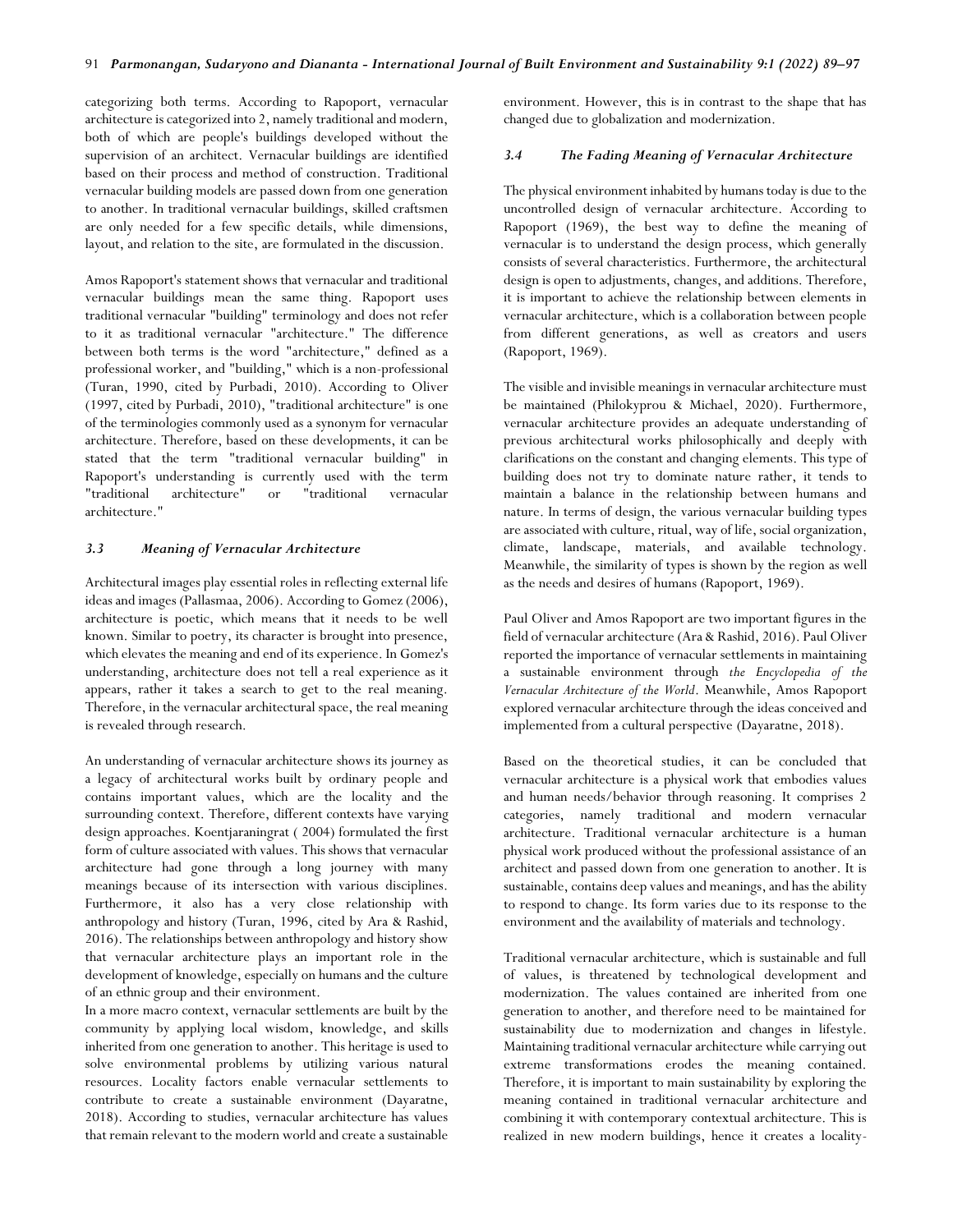categorizing both terms. According to Rapoport, vernacular architecture is categorized into 2, namely traditional and modern, both of which are people's buildings developed without the supervision of an architect. Vernacular buildings are identified based on their process and method of construction. Traditional vernacular building models are passed down from one generation to another. In traditional vernacular buildings, skilled craftsmen are only needed for a few specific details, while dimensions, layout, and relation to the site, are formulated in the discussion.

Amos Rapoport's statement shows that vernacular and traditional vernacular buildings mean the same thing. Rapoport uses traditional vernacular "building" terminology and does not refer to it as traditional vernacular "architecture." The difference between both terms is the word "architecture," defined as a professional worker, and "building," which is a non-professional (Turan, 1990, cited by Purbadi, 2010). According to Oliver (1997, cited by Purbadi, 2010), "traditional architecture" is one of the terminologies commonly used as a synonym for vernacular architecture. Therefore, based on these developments, it can be stated that the term "traditional vernacular building" in Rapoport's understanding is currently used with the term "traditional architecture" or "traditional vernacular architecture."

### *3.3 Meaning of Vernacular Architecture*

Architectural images play essential roles in reflecting external life ideas and images (Pallasmaa, 2006). According to Gomez (2006), architecture is poetic, which means that it needs to be well known. Similar to poetry, its character is brought into presence, which elevates the meaning and end of its experience. In Gomez's understanding, architecture does not tell a real experience as it appears, rather it takes a search to get to the real meaning. Therefore, in the vernacular architectural space, the real meaning is revealed through research.

An understanding of vernacular architecture shows its journey as a legacy of architectural works built by ordinary people and contains important values, which are the locality and the surrounding context. Therefore, different contexts have varying design approaches. Koentjaraningrat ( 2004) formulated the first form of culture associated with values. This shows that vernacular architecture had gone through a long journey with many meanings because of its intersection with various disciplines. Furthermore, it also has a very close relationship with anthropology and history (Turan, 1996, cited by Ara & Rashid, 2016). The relationships between anthropology and history show that vernacular architecture plays an important role in the development of knowledge, especially on humans and the culture of an ethnic group and their environment.

In a more macro context, vernacular settlements are built by the community by applying local wisdom, knowledge, and skills inherited from one generation to another. This heritage is used to solve environmental problems by utilizing various natural resources. Locality factors enable vernacular settlements to contribute to create a sustainable environment (Dayaratne, 2018). According to studies, vernacular architecture has values that remain relevant to the modern world and create a sustainable environment. However, this is in contrast to the shape that has changed due to globalization and modernization.

### *3.4 The Fading Meaning of Vernacular Architecture*

The physical environment inhabited by humans today is due to the uncontrolled design of vernacular architecture. According to Rapoport (1969), the best way to define the meaning of vernacular is to understand the design process, which generally consists of several characteristics. Furthermore, the architectural design is open to adjustments, changes, and additions. Therefore, it is important to achieve the relationship between elements in vernacular architecture, which is a collaboration between people from different generations, as well as creators and users (Rapoport, 1969).

The visible and invisible meanings in vernacular architecture must be maintained (Philokyprou & Michael, 2020). Furthermore, vernacular architecture provides an adequate understanding of previous architectural works philosophically and deeply with clarifications on the constant and changing elements. This type of building does not try to dominate nature rather, it tends to maintain a balance in the relationship between humans and nature. In terms of design, the various vernacular building types are associated with culture, ritual, way of life, social organization, climate, landscape, materials, and available technology. Meanwhile, the similarity of types is shown by the region as well as the needs and desires of humans (Rapoport, 1969).

Paul Oliver and Amos Rapoport are two important figures in the field of vernacular architecture (Ara & Rashid, 2016). Paul Oliver reported the importance of vernacular settlements in maintaining a sustainable environment through *the Encyclopedia of the Vernacular Architecture of the World*. Meanwhile, Amos Rapoport explored vernacular architecture through the ideas conceived and implemented from a cultural perspective (Dayaratne, 2018).

Based on the theoretical studies, it can be concluded that vernacular architecture is a physical work that embodies values and human needs/behavior through reasoning. It comprises 2 categories, namely traditional and modern vernacular architecture. Traditional vernacular architecture is a human physical work produced without the professional assistance of an architect and passed down from one generation to another. It is sustainable, contains deep values and meanings, and has the ability to respond to change. Its form varies due to its response to the environment and the availability of materials and technology.

Traditional vernacular architecture, which is sustainable and full of values, is threatened by technological development and modernization. The values contained are inherited from one generation to another, and therefore need to be maintained for sustainability due to modernization and changes in lifestyle. Maintaining traditional vernacular architecture while carrying out extreme transformations erodes the meaning contained. Therefore, it is important to main sustainability by exploring the meaning contained in traditional vernacular architecture and combining it with contemporary contextual architecture. This is realized in new modern buildings, hence it creates a locality-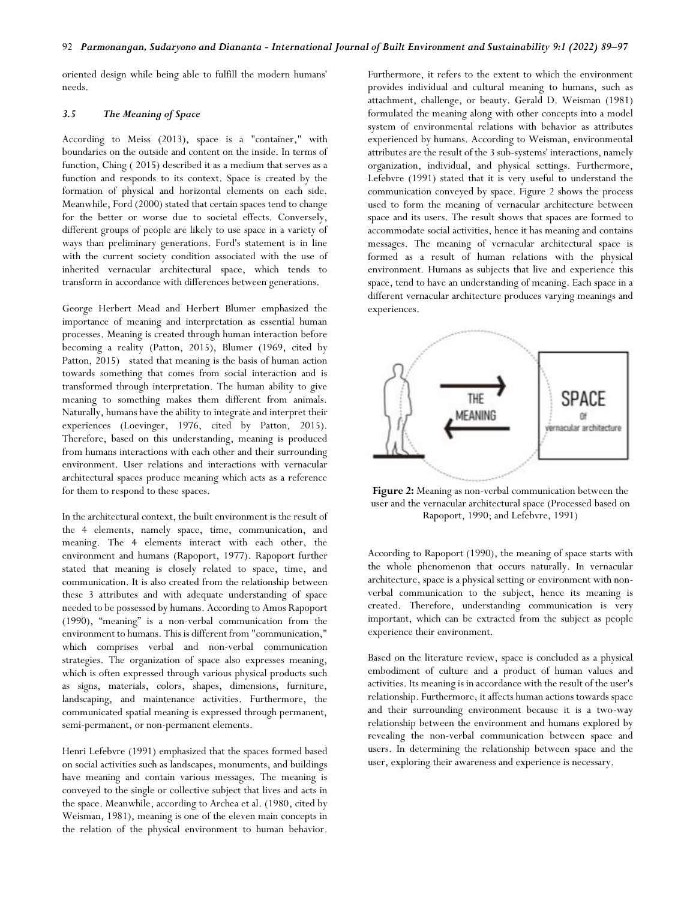oriented design while being able to fulfill the modern humans' needs.

### *3.5 The Meaning of Space*

According to Meiss (2013), space is a "container," with boundaries on the outside and content on the inside. In terms of function, Ching ( 2015) described it as a medium that serves as a function and responds to its context. Space is created by the formation of physical and horizontal elements on each side. Meanwhile, Ford (2000) stated that certain spaces tend to change for the better or worse due to societal effects. Conversely, different groups of people are likely to use space in a variety of ways than preliminary generations. Ford's statement is in line with the current society condition associated with the use of inherited vernacular architectural space, which tends to transform in accordance with differences between generations.

George Herbert Mead and Herbert Blumer emphasized the importance of meaning and interpretation as essential human processes. Meaning is created through human interaction before becoming a reality (Patton, 2015), Blumer (1969, cited by Patton, 2015) stated that meaning is the basis of human action towards something that comes from social interaction and is transformed through interpretation. The human ability to give meaning to something makes them different from animals. Naturally, humans have the ability to integrate and interpret their experiences (Loevinger, 1976, cited by Patton, 2015). Therefore, based on this understanding, meaning is produced from humans interactions with each other and their surrounding environment. User relations and interactions with vernacular architectural spaces produce meaning which acts as a reference for them to respond to these spaces.

In the architectural context, the built environment is the result of the 4 elements, namely space, time, communication, and meaning. The 4 elements interact with each other, the environment and humans (Rapoport, 1977). Rapoport further stated that meaning is closely related to space, time, and communication. It is also created from the relationship between these 3 attributes and with adequate understanding of space needed to be possessed by humans. According to Amos Rapoport (1990), "meaning" is a non-verbal communication from the environment to humans. This is different from "communication," which comprises verbal and non-verbal communication strategies. The organization of space also expresses meaning, which is often expressed through various physical products such as signs, materials, colors, shapes, dimensions, furniture, landscaping, and maintenance activities. Furthermore, the communicated spatial meaning is expressed through permanent, semi-permanent, or non-permanent elements.

Henri Lefebvre (1991) emphasized that the spaces formed based on social activities such as landscapes, monuments, and buildings have meaning and contain various messages. The meaning is conveyed to the single or collective subject that lives and acts in the space. Meanwhile, according to Archea et al. (1980, cited by Weisman, 1981), meaning is one of the eleven main concepts in the relation of the physical environment to human behavior. Furthermore, it refers to the extent to which the environment provides individual and cultural meaning to humans, such as attachment, challenge, or beauty. Gerald D. Weisman (1981) formulated the meaning along with other concepts into a model system of environmental relations with behavior as attributes experienced by humans. According to Weisman, environmental attributes are the result of the 3 sub-systems' interactions, namely organization, individual, and physical settings. Furthermore, Lefebvre (1991) stated that it is very useful to understand the communication conveyed by space. Figure 2 shows the process used to form the meaning of vernacular architecture between space and its users. The result shows that spaces are formed to accommodate social activities, hence it has meaning and contains messages. The meaning of vernacular architectural space is formed as a result of human relations with the physical environment. Humans as subjects that live and experience this space, tend to have an understanding of meaning. Each space in a different vernacular architecture produces varying meanings and experiences.

**Figure 2:** Meaning as non-verbal communication between the user and the vernacular architectural space (Processed based on Rapoport, 1990; and Lefebvre, 1991)

According to Rapoport (1990), the meaning of space starts with the whole phenomenon that occurs naturally. In vernacular architecture, space is a physical setting or environment with non-verbal communication to the subject, hence its meaning is created. Therefore, understanding communication is very important, which can be extracted from the subject as people experience their environment.

Based on the literature review, space is concluded as a physical embodiment of culture and a product of human values and activities. Its meaning is in accordance with the result of the user's relationship. Furthermore, it affects human actions towards space and their surrounding environment because it is a two-way relationship between the environment and humans explored by revealing the non-verbal communication between space and users. In determining the relationship between space and the user, exploring their awareness and experience is necessary.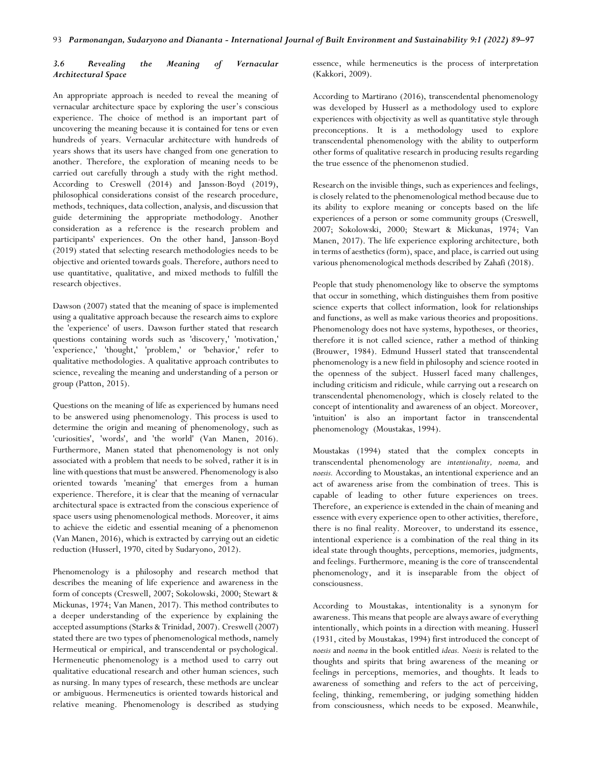### 3.6 Revealing the Meaning of Vernacular Architectural Space

An appropriate approach is needed to reveal the meaning of vernacular architecture space by exploring the user's conscious experience. The choice of method is an important part of uncovering the meaning because it is contained for tens or even hundreds of years. Vernacular architecture with hundreds of years shows that its users have changed from one generation to another. Therefore, the exploration of meaning needs to be carried out carefully through a study with the right method. According to Creswell (2014) and Jansson-Boyd (2019), philosophical considerations consist of the research procedure, methods, techniques, data collection, analysis, and discussion that guide determining the appropriate methodology. Another consideration as a reference is the research problem and participants' experiences. On the other hand, Jansson-Boyd (2019) stated that selecting research methodologies needs to be objective and oriented towards goals. Therefore, authors need to use quantitative, qualitative, and mixed methods to fulfill the research objectives.

Dawson (2007) stated that the meaning of space is implemented using a qualitative approach because the research aims to explore the 'experience' of users. Dawson further stated that research questions containing words such as 'discovery,' 'motivation,' 'experience,' 'thought,' 'problem,' or 'behavior,' refer to qualitative methodologies. A qualitative approach contributes to science, revealing the meaning and understanding of a person or group (Patton, 2015).

Questions on the meaning of life as experienced by humans need to be answered using phenomenology. This process is used to determine the origin and meaning of phenomenology, such as 'curiosities', 'words', and 'the world' (Van Manen, 2016). Furthermore, Manen stated that phenomenology is not only associated with a problem that needs to be solved, rather it is in line with questions that must be answered. Phenomenology is also oriented towards 'meaning' that emerges from a human experience. Therefore, it is clear that the meaning of vernacular architectural space is extracted from the conscious experience of space users using phenomenological methods. Moreover, it aims to achieve the eidetic and essential meaning of a phenomenon (Van Manen, 2016), which is extracted by carrying out an eidetic reduction (Husserl, 1970, cited by Sudaryono, 2012).

Phenomenology is a philosophy and research method that describes the meaning of life experience and awareness in the form of concepts (Creswell, 2007; Sokolowski, 2000; Stewart & Mickunas, 1974; Van Manen, 2017). This method contributes to a deeper understanding of the experience by explaining the accepted assumptions (Starks & Trinidad, 2007). Creswell (2007) stated there are two types of phenomenological methods, namely Hermeutical or empirical, and transcendental or psychological. Hermeneutic phenomenology is a method used to carry out qualitative educational research and other human sciences, such as nursing. In many types of research, these methods are unclear or ambiguous. Hermeneutics is oriented towards historical and relative meaning. Phenomenology is described as studying essence, while hermeneutics is the process of interpretation (Kakkori, 2009).

According to Martirano (2016), transcendental phenomenology was developed by Husserl as a methodology used to explore experiences with objectivity as well as quantitative style through preconceptions. It is a methodology used to explore transcendental phenomenology with the ability to outperform other forms of qualitative research in producing results regarding the true essence of the phenomenon studied.

Research on the invisible things, such as experiences and feelings, is closely related to the phenomenological method because due to its ability to explore meaning or concepts based on the life experiences of a person or some community groups (Creswell, 2007; Sokolowski, 2000; Stewart & Mickunas, 1974; Van Manen, 2017). The life experience exploring architecture, both in terms of aesthetics (form), space, and place, is carried out using various phenomenological methods described by Zahafi (2018).

People that study phenomenology like to observe the symptoms that occur in something, which distinguishes them from positive science experts that collect information, look for relationships and functions, as well as make various theories and propositions. Phenomenology does not have systems, hypotheses, or theories, therefore it is not called science, rather a method of thinking (Brouwer, 1984). Edmund Husserl stated that transcendental phenomenology is a new field in philosophy and science rooted in the openness of the subject. Husserl faced many challenges, including criticism and ridicule, while carrying out a research on transcendental phenomenology, which is closely related to the concept of intentionality and awareness of an object. Moreover, 'intuition' is also an important factor in transcendental phenomenology (Moustakas, 1994).

Moustakas (1994) stated that the complex concepts in transcendental phenomenology are *intentionality, noema,* and *noesis.* According to Moustakas, an intentional experience and an act of awareness arise from the combination of trees. This is capable of leading to other future experiences on trees. Therefore, an experience is extended in the chain of meaning and essence with every experience open to other activities, therefore, there is no final reality. Moreover, to understand its essence, intentional experience is a combination of the real thing in its ideal state through thoughts, perceptions, memories, judgments, and feelings. Furthermore, meaning is the core of transcendental phenomenology, and it is inseparable from the object of consciousness.

According to Moustakas, intentionality is a synonym for awareness. This means that people are always aware of everything intentionally, which points in a direction with meaning. Husserl (1931, cited by Moustakas, 1994) first introduced the concept of *noesis* and *noema* in the book entitled *ideas. Noesis* is related to the thoughts and spirits that bring awareness of the meaning or feelings in perceptions, memories, and thoughts. It leads to awareness of something and refers to the act of perceiving, feeling, thinking, remembering, or judging something hidden from consciousness, which needs to be exposed. Meanwhile,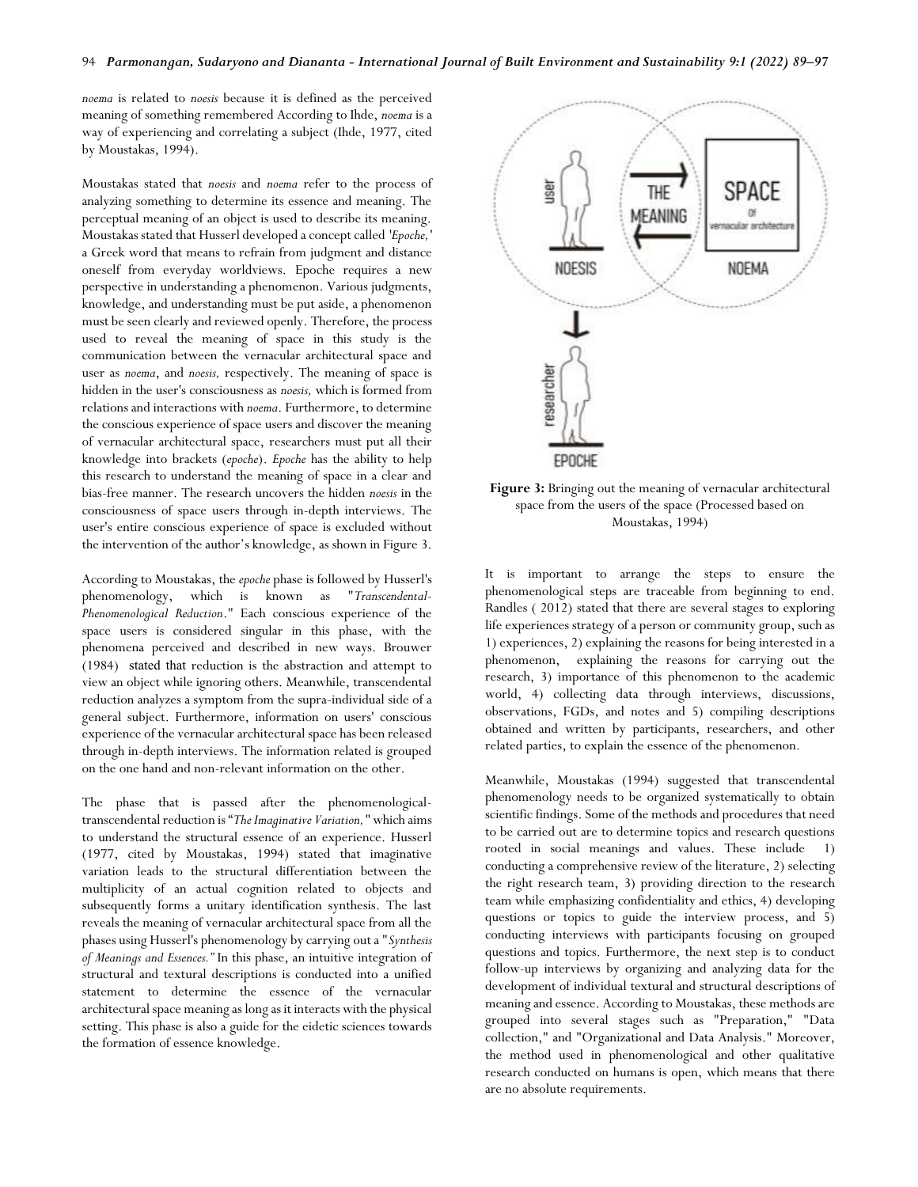*noema* is related to *noesis* because it is defined as the perceived meaning of something remembered According to Ihde, *noema* is a way of experiencing and correlating a subject (Ihde, 1977, cited by Moustakas, 1994).

Moustakas stated that *noesis* and *noema* refer to the process of analyzing something to determine its essence and meaning. The perceptual meaning of an object is used to describe its meaning. Moustakas stated that Husserl developed a concept called '*Epoche,*' a Greek word that means to refrain from judgment and distance oneself from everyday worldviews. Epoche requires a new perspective in understanding a phenomenon. Various judgments, knowledge, and understanding must be put aside, a phenomenon must be seen clearly and reviewed openly. Therefore, the process used to reveal the meaning of space in this study is the communication between the vernacular architectural space and user as *noema*, and *noesis,* respectively. The meaning of space is hidden in the user's consciousness as *noesis,* which is formed from relations and interactions with *noema*. Furthermore, to determine the conscious experience of space users and discover the meaning of vernacular architectural space, researchers must put all their knowledge into brackets (*epoche*). *Epoche* has the ability to help this research to understand the meaning of space in a clear and bias-free manner. The research uncovers the hidden *noesis* in the consciousness of space users through in-depth interviews. The user's entire conscious experience of space is excluded without the intervention of the author's knowledge, as shown in Figure 3.

According to Moustakas, the *epoche* phase is followed by Husserl's phenomenology, which is known as "*Transcendental-Phenomenological Reduction*." Each conscious experience of the space users is considered singular in this phase, with the phenomena perceived and described in new ways. Brouwer (1984) stated that reduction is the abstraction and attempt to view an object while ignoring others. Meanwhile, transcendental reduction analyzes a symptom from the supra-individual side of a general subject. Furthermore, information on users' conscious experience of the vernacular architectural space has been released through in-depth interviews. The information related is grouped on the one hand and non-relevant information on the other.

The phase that is passed after the phenomenological-transcendental reduction is "*The Imaginative Variation,*" which aims to understand the structural essence of an experience. Husserl (1977, cited by Moustakas, 1994) stated that imaginative variation leads to the structural differentiation between the multiplicity of an actual cognition related to objects and subsequently forms a unitary identification synthesis. The last reveals the meaning of vernacular architectural space from all the phases using Husserl's phenomenology by carrying out a "*Synthesis of Meanings and Essences.*" In this phase, an intuitive integration of structural and textural descriptions is conducted into a unified statement to determine the essence of the vernacular architectural space meaning as long as it interacts with the physical setting. This phase is also a guide for the eidetic sciences towards the formation of essence knowledge.

**Figure 3:** Bringing out the meaning of vernacular architectural space from the users of the space (Processed based on Moustakas, 1994)

It is important to arrange the steps to ensure the phenomenological steps are traceable from beginning to end. Randles ( 2012) stated that there are several stages to exploring life experiences strategy of a person or community group, such as 1) experiences, 2) explaining the reasons for being interested in a phenomenon, explaining the reasons for carrying out the research, 3) importance of this phenomenon to the academic world, 4) collecting data through interviews, discussions, observations, FGDs, and notes and 5) compiling descriptions obtained and written by participants, researchers, and other related parties, to explain the essence of the phenomenon.

Meanwhile, Moustakas (1994) suggested that transcendental phenomenology needs to be organized systematically to obtain scientific findings. Some of the methods and procedures that need to be carried out are to determine topics and research questions rooted in social meanings and values. These include 1) conducting a comprehensive review of the literature, 2) selecting the right research team, 3) providing direction to the research team while emphasizing confidentiality and ethics, 4) developing questions or topics to guide the interview process, and 5) conducting interviews with participants focusing on grouped questions and topics. Furthermore, the next step is to conduct follow-up interviews by organizing and analyzing data for the development of individual textural and structural descriptions of meaning and essence. According to Moustakas, these methods are grouped into several stages such as "Preparation," "Data collection," and "Organizational and Data Analysis." Moreover, the method used in phenomenological and other qualitative research conducted on humans is open, which means that there are no absolute requirements.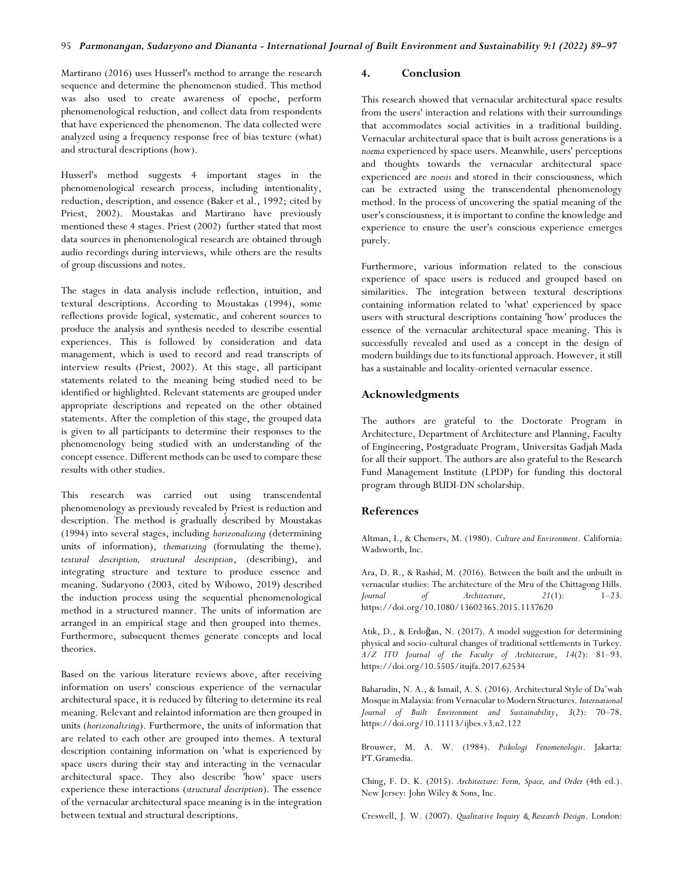Martirano (2016) uses Husserl's method to arrange the research sequence and determine the phenomenon studied. This method was also used to create awareness of epoche, perform phenomenological reduction, and collect data from respondents that have experienced the phenomenon. The data collected were analyzed using a frequency response free of bias texture (what) and structural descriptions (how).

Husserl's method suggests 4 important stages in the phenomenological research process, including intentionality, reduction, description, and essence (Baker et al., 1992; cited by Priest, 2002). Moustakas and Martirano have previously mentioned these 4 stages. Priest (2002) further stated that most data sources in phenomenological research are obtained through audio recordings during interviews, while others are the results of group discussions and notes.

The stages in data analysis include reflection, intuition, and textural descriptions. According to Moustakas (1994), some reflections provide logical, systematic, and coherent sources to produce the analysis and synthesis needed to describe essential experiences. This is followed by consideration and data management, which is used to record and read transcripts of interview results (Priest, 2002). At this stage, all participant statements related to the meaning being studied need to be identified or highlighted. Relevant statements are grouped under appropriate descriptions and repeated on the other obtained statements. After the completion of this stage, the grouped data is given to all participants to determine their responses to the phenomenology being studied with an understanding of the concept essence. Different methods can be used to compare these results with other studies.

This research was carried out using transcendental phenomenology as previously revealed by Priest is reduction and description. The method is gradually described by Moustakas (1994) into several stages, including *horizonalizing* (determining units of information), *thematizing* (formulating the theme), *textural description, structural description*, (describing), and integrating structure and texture to produce essence and meaning. Sudaryono (2003, cited by Wibowo, 2019) described the induction process using the sequential phenomenological method in a structured manner. The units of information are arranged in an empirical stage and then grouped into themes. Furthermore, subsequent themes generate concepts and local theories.

Based on the various literature reviews above, after receiving information on users' conscious experience of the vernacular architectural space, it is reduced by filtering to determine its real meaning. Relevant and relaintod information are then grouped in units (*horizonalizing*). Furthermore, the units of information that are related to each other are grouped into themes. A textural description containing information on 'what is experienced by space users during their stay and interacting in the vernacular architectural space. They also describe 'how' space users experience these interactions (*structural description*). The essence of the vernacular architectural space meaning is in the integration between textual and structural descriptions.

## 4. Conclusion

This research showed that vernacular architectural space results from the users' interaction and relations with their surroundings that accommodates social activities in a traditional building. Vernacular architectural space that is built across generations is a *noema* experienced by space users. Meanwhile, users' perceptions and thoughts towards the vernacular architectural space experienced are *noesis* and stored in their consciousness, which can be extracted using the transcendental phenomenology method. In the process of uncovering the spatial meaning of the user's consciousness, it is important to confine the knowledge and experience to ensure the user's conscious experience emerges purely.

Furthermore, various information related to the conscious experience of space users is reduced and grouped based on similarities. The integration between textural descriptions containing information related to 'what' experienced by space users with structural descriptions containing 'how' produces the essence of the vernacular architectural space meaning. This is successfully revealed and used as a concept in the design of modern buildings due to its functional approach. However, it still has a sustainable and locality-oriented vernacular essence.

## Acknowledgments

The authors are grateful to the Doctorate Program in Architecture, Department of Architecture and Planning, Faculty of Engineering, Postgraduate Program, Universitas Gadjah Mada for all their support. The authors are also grateful to the Research Fund Management Institute (LPDP) for funding this doctoral program through BUDI-DN scholarship.

## References

Altman, I., & Chemers, M. (1980). *Culture and Environment*. California: Wadsworth, Inc.

Ara, D. R., & Rashid, M. (2016). Between the built and the unbuilt in vernacular studies: The architecture of the Mru of the Chittagong Hills. *Journal of Architecture*, *21*(1): 1–23. https://doi.org/10.1080/13602365.2015.1137620

Atık, D., & Erdoğan, N. (2017). A model suggestion for determining physical and socio-cultural changes of traditional settlements in Turkey. *A/Z ITU Journal of the Faculty of Architecture*, *14*(2): 81–93. https://doi.org/10.5505/itujfa.2017.62534

Baharudin, N. A., & Ismail, A. S. (2016). Architectural Style of Da'wah Mosque in Malaysia: from Vernacular to Modern Structures. *International Journal of Built Environment and Sustainability*, *3*(2): 70–78. https://doi.org/10.11113/ijbes.v3.n2.122

Brouwer, M. A. W. (1984). *Psikologi Fenomenologis*. Jakarta: PT.Gramedia.

Ching, F. D. K. (2015). *Architecture: Form, Space, and Order* (4th ed.). New Jersey: John Wiley & Sons, Inc.

Creswell, J. W. (2007). *Qualitative Inquiry & Research Design*. London: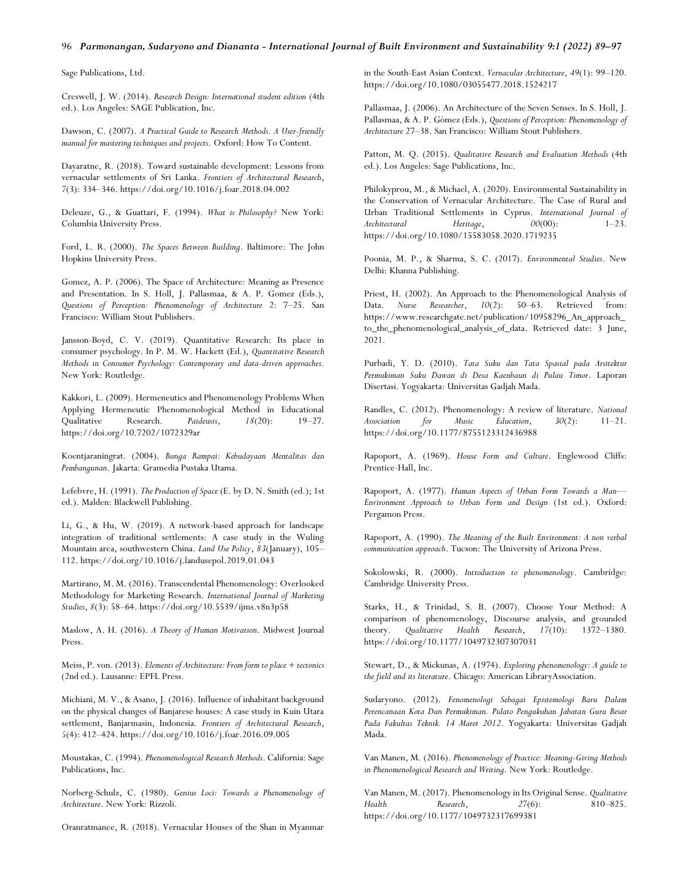Sage Publications, Ltd.

Creswell, J. W. (2014). *Research Design: International student edition* (4th ed.). Los Angeles: SAGE Publication, Inc.

Dawson, C. (2007). *A Practical Guide to Research Methods. A User-friendly manual for mastering techniques and projects*. Oxford: How To Content.

Dayaratne, R. (2018). Toward sustainable development: Lessons from vernacular settlements of Sri Lanka. *Frontiers of Architectural Research*, *7*(3): 334–346. https://doi.org/10.1016/j.foar.2018.04.002

Deleuze, G., & Guattari, F. (1994). *What is Philosophy?* New York: Columbia University Press.

Ford, L. R. (2000). *The Spaces Between Building*. Baltimore: The John Hopkins University Press.

Gomez, A. P. (2006). The Space of Architecture: Meaning as Presence and Presentation. In S. Holl, J. Pallasmaa, & A. P. Gomez (Eds.), *Questions of Perception: Phenomenology of Architecture* 2: 7–25. San Francisco: William Stout Publishers.

Jansson-Boyd, C. V. (2019). Quantitative Research: Its place in consumer psychology. In P. M. W. Hackett (Ed.), *Quantitative Research Methods in Consumer Psychology: Contemporary and data-driven approaches*. New York: Routledge.

Kakkori, L. (2009). Hermeneutics and Phenomenology Problems When Applying Hermeneutic Phenomenological Method in Educational Qualitative Research. *Paideusis*, *18*(20): 19–27. https://doi.org/10.7202/1072329ar

Koentjaraningrat. (2004). *Bunga Rampai: Kebudayaan Mentalitas dan Pembangunan*. Jakarta: Gramedia Pustaka Utama.

Lefebvre, H. (1991). *The Production of Space* (E. by D. N. Smith (ed.); 1st ed.). Malden: Blackwell Publishing.

Li, G., & Hu, W. (2019). A network-based approach for landscape integration of traditional settlements: A case study in the Wuling Mountain area, southwestern China. *Land Use Policy*, *83*(January), 105–112. https://doi.org/10.1016/j.landusepol.2019.01.043

Martirano, M. M. (2016). Transcendental Phenomenology: Overlooked Methodology for Marketing Research. *International Journal of Marketing Studies*, *8*(3): 58–64. https://doi.org/10.5539/ijms.v8n3p58

Maslow, A. H. (2016). *A Theory of Human Motivation*. Midwest Journal Press.

Meiss, P. von. (2013). *Elements of Architecture: From form to place + tectonics* (2nd ed.). Lausanne: EPFL Press.

Michiani, M. V., & Asano, J. (2016). Influence of inhabitant background on the physical changes of Banjarese houses: A case study in Kuin Utara settlement, Banjarmasin, Indonesia. *Frontiers of Architectural Research*, *5*(4): 412–424. https://doi.org/10.1016/j.foar.2016.09.005

Moustakas, C. (1994). *Phenomenological Research Methods*. California: Sage Publications, Inc.

Norberg-Schulz, C. (1980). *Genius Loci: Towards a Phenomenology of Architecture*. New York: Rizzoli.

Oranratmanee, R. (2018). Vernacular Houses of the Shan in Myanmar in the South-East Asian Context. *Vernacular Architecture*, *49*(1): 99–120. https://doi.org/10.1080/03055477.2018.1524217

Pallasmaa, J. (2006). An Architecture of the Seven Senses. In S. Holl, J. Pallasmaa, & A. P. Gómez (Eds.), *Questions of Perception: Phenomenology of Architecture* 27–38. San Francisco: William Stout Publishers.

Patton, M. Q. (2015). *Qualitative Research and Evaluation Methods* (4th ed.). Los Angeles: Sage Publications, Inc.

Philokyprou, M., & Michael, A. (2020). Environmental Sustainability in the Conservation of Vernacular Architecture. The Case of Rural and Urban Traditional Settlements in Cyprus. *International Journal of Architectural Heritage*, *00*(00): 1–23. https://doi.org/10.1080/15583058.2020.1719235

Poonia, M. P., & Sharma, S. C. (2017). *Environmental Studies*. New Delhi: Khanna Publishing.

Priest, H. (2002). An Approach to the Phenomenological Analysis of Data. *Nurse Researcher*, *10*(2): 50–63. Retrieved from: https://www.researchgate.net/publication/10958296_An_approach_to_the_phenomenological_analysis_of_data. Retrieved date: 3 June, 2021.

Purbadi, Y. D. (2010). *Tata Suku dan Tata Spasial pada Arsitektur Permukiman Suku Dawan di Desa Kaenbaun di Pulau Timor*. Laporan Disertasi. Yogyakarta: Universitas Gadjah Mada.

Randles, C. (2012). Phenomenology: A review of literature. *National Association for Music Education*, *30*(2): 11–21. https://doi.org/10.1177/8755123312436988

Rapoport, A. (1969). *House Form and Culture*. Englewood Cliffs: Prentice-Hall, Inc.

Rapoport, A. (1977). *Human Aspects of Urban Form Towards a Man—Environment Approach to Urban Form and Design* (1st ed.). Oxford: Pergamon Press.

Rapoport, A. (1990). *The Meaning of the Built Environment: A non verbal communication approach*. Tucson: The University of Arizona Press.

Sokolowski, R. (2000). *Introduction to phenomenology*. Cambridge: Cambridge University Press.

Starks, H., & Trinidad, S. B. (2007). Choose Your Method: A comparison of phenomenology, Discourse analysis, and grounded theory. *Qualitative Health Research*, *17*(10): 1372–1380. https://doi.org/10.1177/1049732307307031

Stewart, D., & Mickunas, A. (1974). *Exploring phenomenology: A guide to the field and its literature*. Chicago: American LibraryAssociation.

Sudaryono. (2012). *Fenomenologi Sebagai Epistemologi Baru Dalam Perencanaan Kota Dan Permukiman. Pidato Pengukuhan Jabatan Guru Besar Pada Fakultas Teknik. 14 Maret 2012*. Yogyakarta: Universitas Gadjah Mada.

Van Manen, M. (2016). *Phenomenology of Practice: Meaning-Giving Methods in Phenomenological Research and Writing*. New York: Routledge.

Van Manen, M. (2017). Phenomenology in Its Original Sense. *Qualitative Health Research*, *27*(6): 810–825. https://doi.org/10.1177/1049732317699381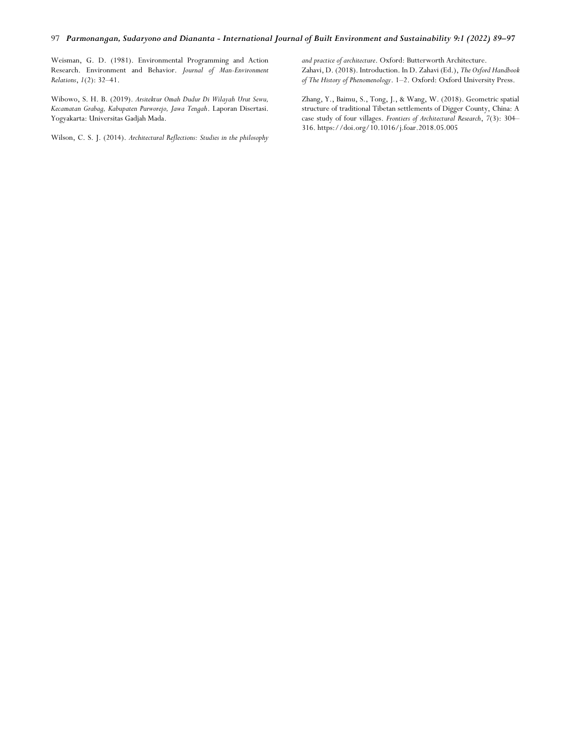Weisman, G. D. (1981). Environmental Programming and Action Research. Environment and Behavior. *Journal of Man-Environment Relations*, *1*(2): 32–41.

Wibowo, S. H. B. (2019). *Arsitektur Omah Dudur Di Wilayah Urut Sewu, Kecamatan Grabag, Kabupaten Purworejo, Jawa Tengah*. Laporan Disertasi. Yogyakarta: Universitas Gadjah Mada.

Wilson, C. S. J. (2014). *Architectural Reflections: Studies in the philosophy and practice of architecture*. Oxford: Butterworth Architecture.

Zahavi, D. (2018). Introduction. In D. Zahavi (Ed.), *The Oxford Handbook of The History of Phenomenology*. 1–2. Oxford: Oxford University Press.

Zhang, Y., Baimu, S., Tong, J., & Wang, W. (2018). Geometric spatial structure of traditional Tibetan settlements of Digger County, China: A case study of four villages. *Frontiers of Architectural Research*, *7*(3): 304–316. https://doi.org/10.1016/j.foar.2018.05.005